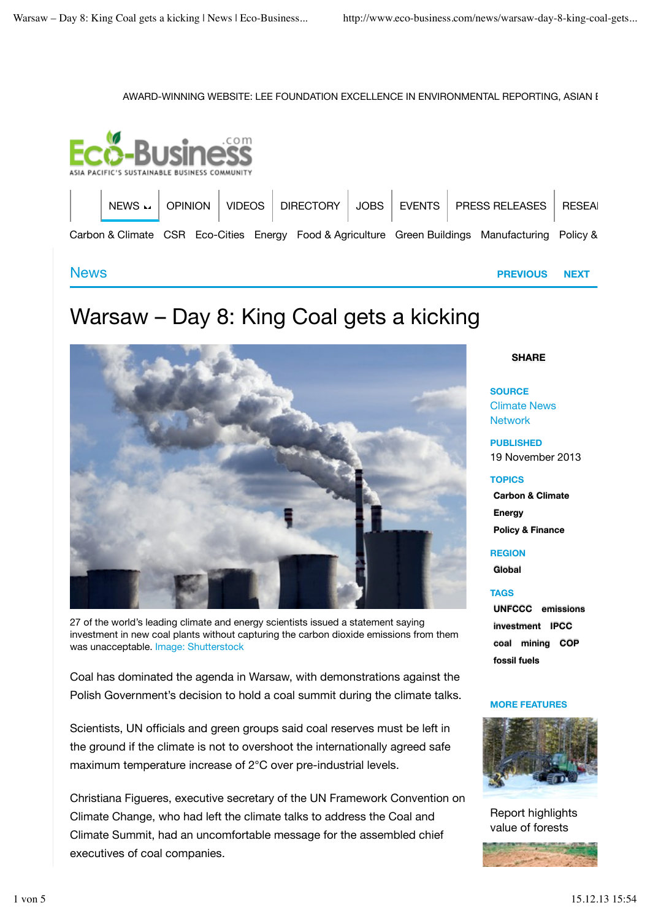AWARD-WINNING WEBSITE: LEE FOUNDATION EXCELLENCE IN ENVIRONMENTAL REPORTING, ASIAN E

NEWS | OPINION | VIDEOS | DIRECTORY | JOBS | EVENTS | PRESS RELEASES | RESEA

Carbon & Climate | CSR | Eco-Cities | Energy | Food & Agriculture | Green Buildings | Manufacturing | Policy &

News

PREVIOUS NEXT

# Warsaw – Day 8: King Coal gets a kicking

27 of the world's leading climate and energy scientists issued a statement saying investment in new coal plants without capturing the carbon dioxide emissions from them was unacceptable. Image: Shutterstock

Coal has dominated the agenda in Warsaw, with demonstrations against the Polish Government's decision to hold a coal summit during the climate talks.

Scientists, UN officials and green groups said coal reserves must be left in the ground if the climate is not to overshoot the internationally agreed safe maximum temperature increase of 2°C over pre-industrial levels.

Christiana Figueres, executive secretary of the UN Framework Convention on Climate Change, who had left the climate talks to address the Coal and Climate Summit, had an uncomfortable message for the assembled chief executives of coal companies.

SHARE

**SOURCE**
Climate News Network

**PUBLISHED**
19 November 2013

**TOPICS**
Carbon & Climate
Energy
Policy & Finance

**REGION**
Global

**TAGS**
UNFCCC emissions investment IPCC coal mining COP fossil fuels

**MORE FEATURES**

Report highlights value of forests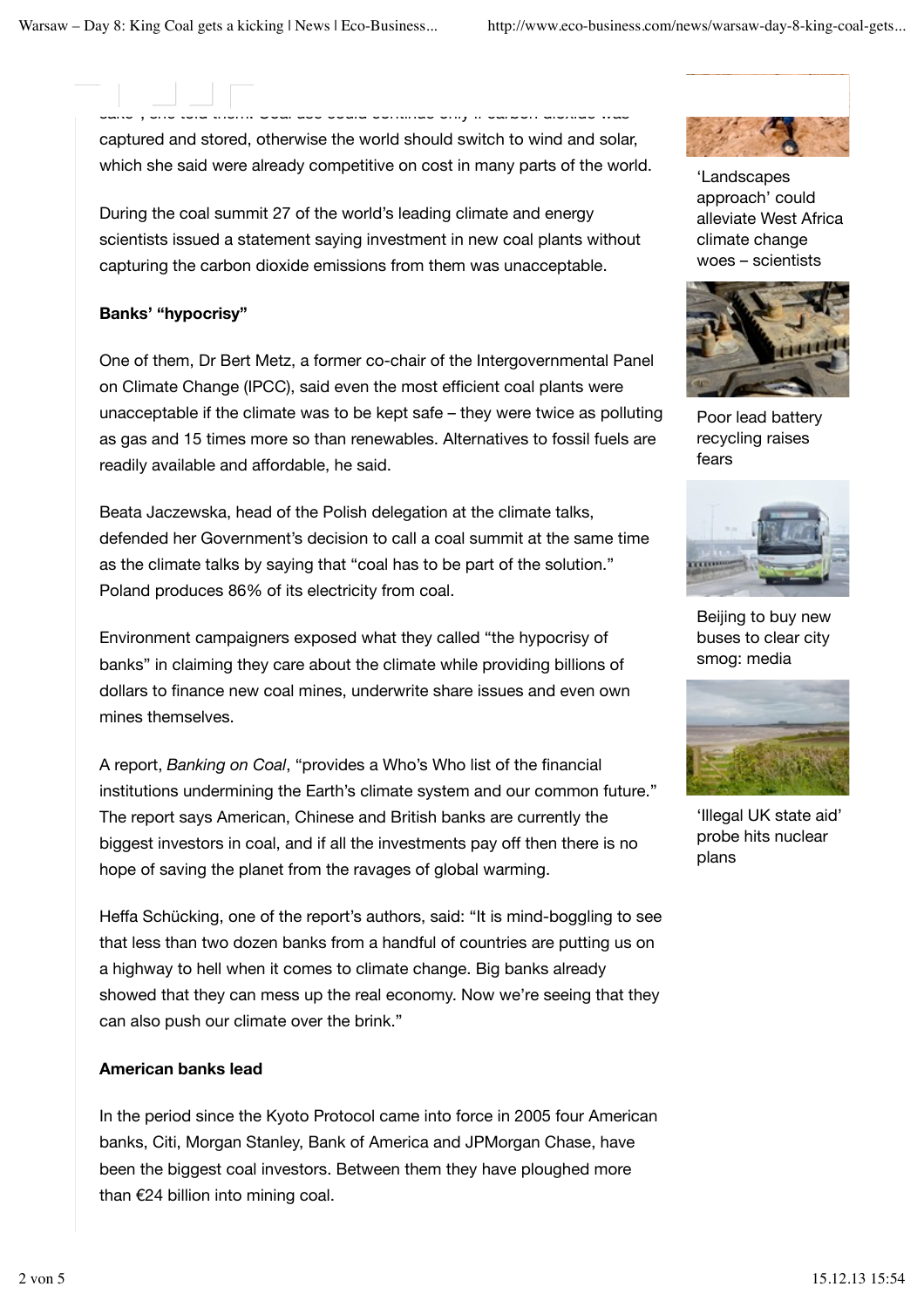safe", she told them. Coal use could continue only if carbon dioxide was captured and stored, otherwise the world should switch to wind and solar, which she said were already competitive on cost in many parts of the world.

During the coal summit 27 of the world's leading climate and energy scientists issued a statement saying investment in new coal plants without capturing the carbon dioxide emissions from them was unacceptable.

**Banks' "hypocrisy"**

One of them, Dr Bert Metz, a former co-chair of the Intergovernmental Panel on Climate Change (IPCC), said even the most efficient coal plants were unacceptable if the climate was to be kept safe – they were twice as polluting as gas and 15 times more so than renewables. Alternatives to fossil fuels are readily available and affordable, he said.

Beata Jaczewska, head of the Polish delegation at the climate talks, defended her Government's decision to call a coal summit at the same time as the climate talks by saying that "coal has to be part of the solution." Poland produces 86% of its electricity from coal.

Environment campaigners exposed what they called "the hypocrisy of banks" in claiming they care about the climate while providing billions of dollars to finance new coal mines, underwrite share issues and even own mines themselves.

A report, *Banking on Coal*, "provides a Who's Who list of the financial institutions undermining the Earth's climate system and our common future." The report says American, Chinese and British banks are currently the biggest investors in coal, and if all the investments pay off then there is no hope of saving the planet from the ravages of global warming.

Heffa Schücking, one of the report's authors, said: "It is mind-boggling to see that less than two dozen banks from a handful of countries are putting us on a highway to hell when it comes to climate change. Big banks already showed that they can mess up the real economy. Now we're seeing that they can also push our climate over the brink."

**American banks lead**

In the period since the Kyoto Protocol came into force in 2005 four American banks, Citi, Morgan Stanley, Bank of America and JPMorgan Chase, have been the biggest coal investors. Between them they have ploughed more than €24 billion into mining coal.

'Landscapes approach' could alleviate West Africa climate change woes – scientists

Poor lead battery recycling raises fears

Beijing to buy new buses to clear city smog: media

'Illegal UK state aid' probe hits nuclear plans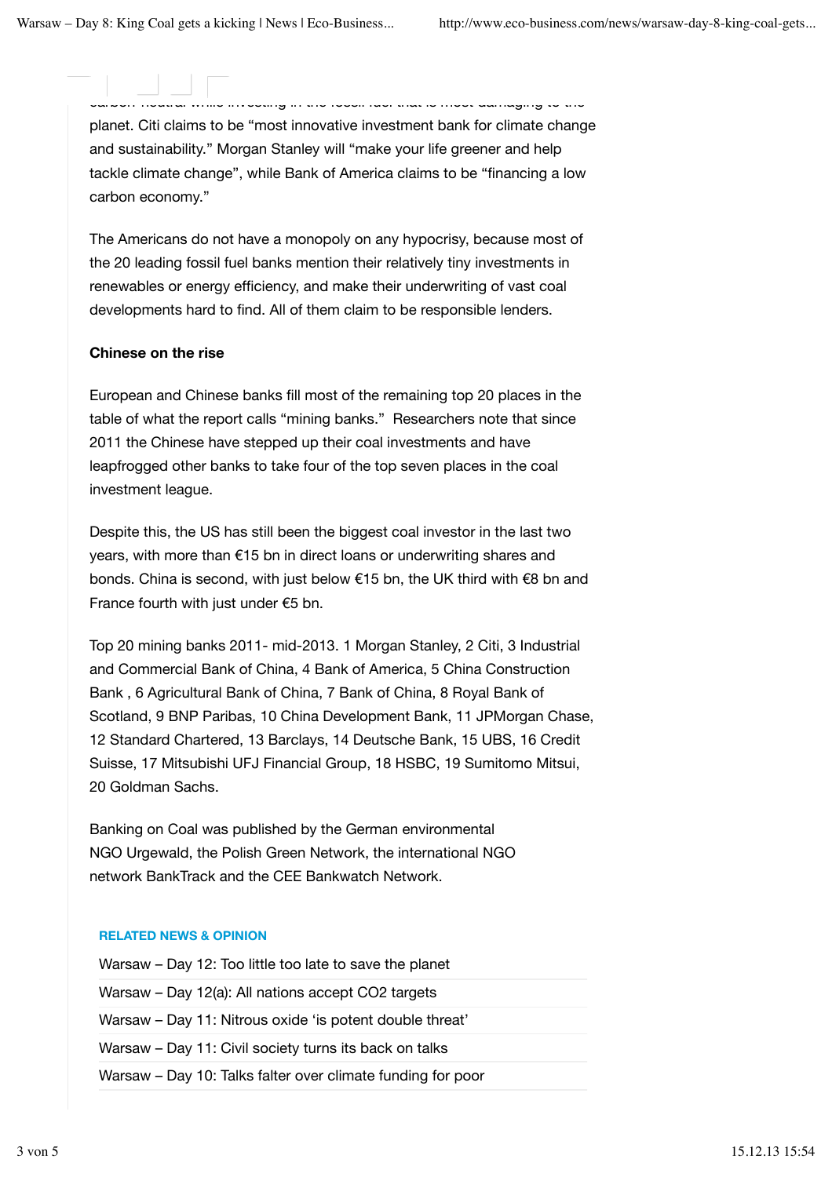planet. Citi claims to be “most innovative investment bank for climate change and sustainability.” Morgan Stanley will “make your life greener and help tackle climate change”, while Bank of America claims to be “financing a low carbon economy.”

The Americans do not have a monopoly on any hypocrisy, because most of the 20 leading fossil fuel banks mention their relatively tiny investments in renewables or energy efficiency, and make their underwriting of vast coal developments hard to find. All of them claim to be responsible lenders.

**Chinese on the rise**

European and Chinese banks fill most of the remaining top 20 places in the table of what the report calls “mining banks.” Researchers note that since 2011 the Chinese have stepped up their coal investments and have leapfrogged other banks to take four of the top seven places in the coal investment league.

Despite this, the US has still been the biggest coal investor in the last two years, with more than €15 bn in direct loans or underwriting shares and bonds. China is second, with just below €15 bn, the UK third with €8 bn and France fourth with just under €5 bn.

Top 20 mining banks 2011- mid-2013. 1 Morgan Stanley, 2 Citi, 3 Industrial and Commercial Bank of China, 4 Bank of America, 5 China Construction Bank , 6 Agricultural Bank of China, 7 Bank of China, 8 Royal Bank of Scotland, 9 BNP Paribas, 10 China Development Bank, 11 JPMorgan Chase, 12 Standard Chartered, 13 Barclays, 14 Deutsche Bank, 15 UBS, 16 Credit Suisse, 17 Mitsubishi UFJ Financial Group, 18 HSBC, 19 Sumitomo Mitsui, 20 Goldman Sachs.

Banking on Coal was published by the German environmental NGO Urgewald, the Polish Green Network, the international NGO network BankTrack and the CEE Bankwatch Network.

**RELATED NEWS & OPINION**

- Warsaw – Day 12: Too little too late to save the planet
- Warsaw – Day 12(a): All nations accept CO2 targets
- Warsaw – Day 11: Nitrous oxide ‘is potent double threat’
- Warsaw – Day 11: Civil society turns its back on talks
- Warsaw – Day 10: Talks falter over climate funding for poor